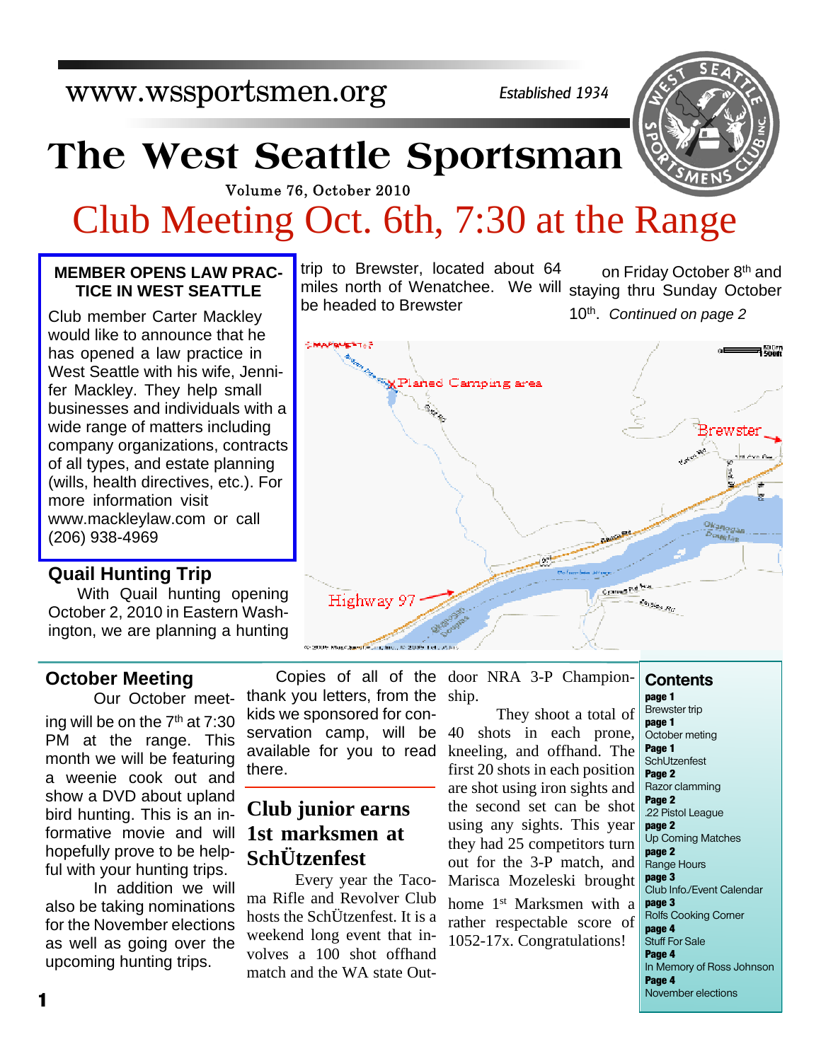www.wssportsmen.org

*Established 1934*

# The West Seattle Sportsman

Volume 76, October 2010

## Club Meeting Oct. 6th, 7:30 at the Range

### MEMBER OPENS LAW PRACTICE IN WEST SEATTLE

Club member Carter Mackley would like to announce that he has opened a law practice in West Seattle with his wife, Jennifer Mackley. They help small businesses and individuals with a wide range of matters including company organizations, contracts of all types, and estate planning (wills, health directives, etc.). For more information visit www.mackleylaw.com or call (206) 938-4969

### Quail Hunting Trip

With Quail hunting opening October 2, 2010 in Eastern Washington, we are planning a hunting trip to Brewster, located about 64 miles north of Wenatchee. We will be headed to Brewster on Friday October 8th and staying thru Sunday October 10th. *Continued on page 2*

### October Meeting

Our October meeting will be on the 7th at 7:30 PM at the range. This month we will be featuring a weenie cook out and show a DVD about upland bird hunting. This is an informative movie and will hopefully prove to be helpful with your hunting trips.

In addition we will also be taking nominations for the November elections as well as going over the upcoming hunting trips.

Copies of all of the thank you letters, from the kids we sponsored for conservation camp, will be available for you to read there.

### Club junior earns 1st marksmen at SchÜtzenfest

Every year the Tacoma Rifle and Revolver Club hosts the SchÜtzenfest. It is a weekend long event that involves a 100 shot offhand match and the WA state Outdoor NRA 3-P Championship.

They shoot a total of 40 shots in each prone, kneeling, and offhand. The first 20 shots in each position are shot using iron sights and the second set can be shot using any sights. This year they had 25 competitors turn out for the 3-P match, and Marisca Mozeleski brought home 1st Marksmen with a rather respectable score of 1052-17x. Congratulations!

### Contents

- **page 1** Brewster trip
- **page 1** October meting
- **Page 1** SchUtzenfest
- **Page 2** Razor clamming
- **Page 2** .22 Pistol League
- **page 2** Up Coming Matches
- **page 2** Range Hours
- **page 3** Club Info./Event Calendar
- **page 3** Rolfs Cooking Corner
- **page 4** Stuff For Sale
- **Page 4** In Memory of Ross Johnson
- **Page 4** November elections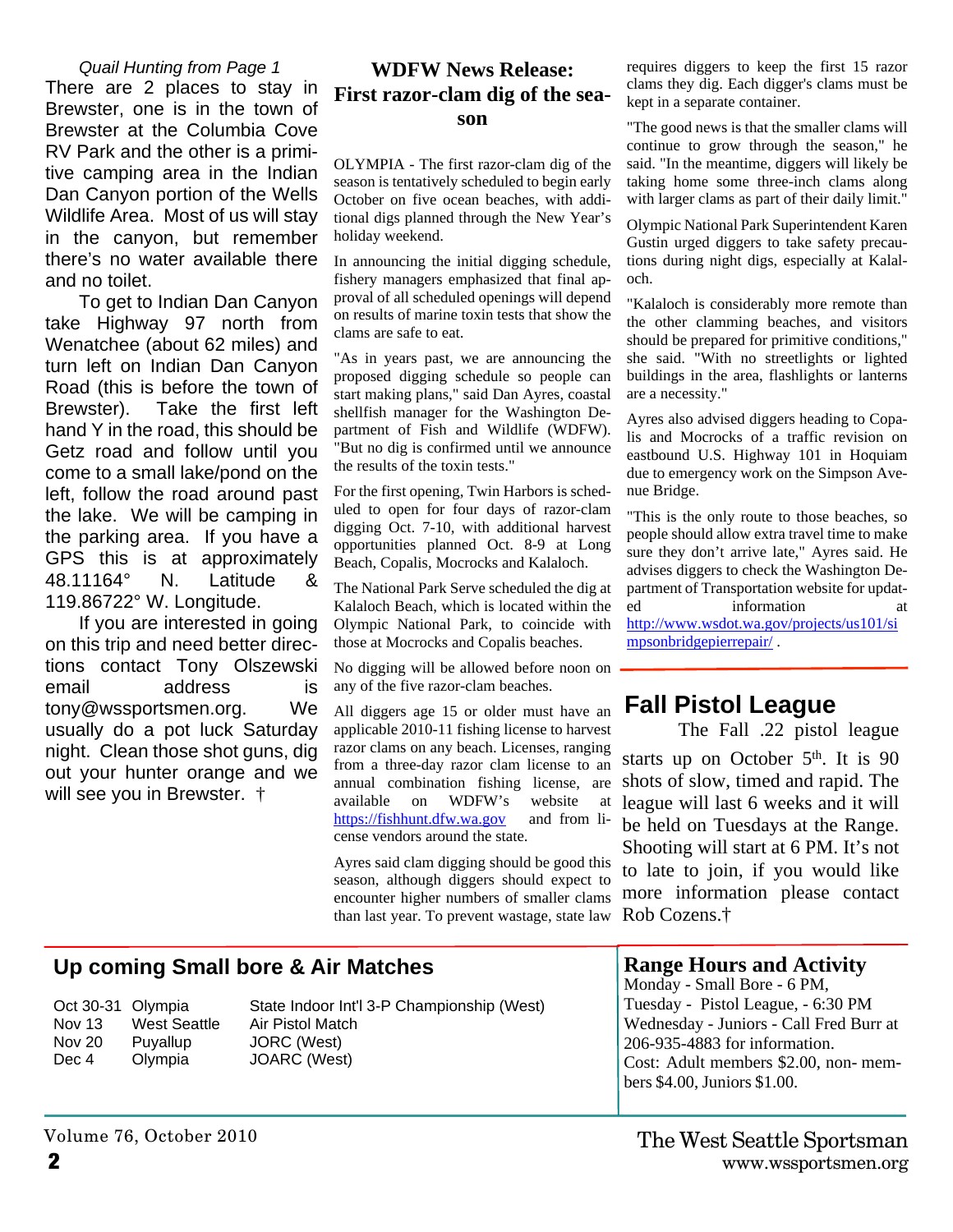*Quail Hunting from Page 1*

There are 2 places to stay in Brewster, one is in the town of Brewster at the Columbia Cove RV Park and the other is a primitive camping area in the Indian Dan Canyon portion of the Wells Wildlife Area. Most of us will stay in the canyon, but remember there's no water available there and no toilet.

To get to Indian Dan Canyon take Highway 97 north from Wenatchee (about 62 miles) and turn left on Indian Dan Canyon Road (this is before the town of Brewster). Take the first left hand Y in the road, this should be Getz road and follow until you come to a small lake/pond on the left, follow the road around past the lake. We will be camping in the parking area. If you have a GPS this is at approximately 48.11164° N. Latitude & 119.86722° W. Longitude.

If you are interested in going on this trip and need better directions contact Tony Olszewski email address is tony@wssportsmen.org. We usually do a pot luck Saturday night. Clean those shot guns, dig out your hunter orange and we will see you in Brewster. †

## WDFW News Release: First razor-clam dig of the season

OLYMPIA - The first razor-clam dig of the season is tentatively scheduled to begin early October on five ocean beaches, with additional digs planned through the New Year's holiday weekend.

In announcing the initial digging schedule, fishery managers emphasized that final approval of all scheduled openings will depend on results of marine toxin tests that show the clams are safe to eat.

"As in years past, we are announcing the proposed digging schedule so people can start making plans," said Dan Ayres, coastal shellfish manager for the Washington Department of Fish and Wildlife (WDFW). "But no dig is confirmed until we announce the results of the toxin tests."

For the first opening, Twin Harbors is scheduled to open for four days of razor-clam digging Oct. 7-10, with additional harvest opportunities planned Oct. 8-9 at Long Beach, Copalis, Mocrocks and Kalaloch.

The National Park Serve scheduled the dig at Kalaloch Beach, which is located within the Olympic National Park, to coincide with those at Mocrocks and Copalis beaches.

No digging will be allowed before noon on any of the five razor-clam beaches.

All diggers age 15 or older must have an applicable 2010-11 fishing license to harvest razor clams on any beach. Licenses, ranging from a three-day razor clam license to an annual combination fishing license, are available on WDFW's website at https://fishhunt.dfw.wa.gov and from license vendors around the state.

Ayres said clam digging should be good this season, although diggers should expect to encounter higher numbers of smaller clams than last year. To prevent wastage, state law requires diggers to keep the first 15 razor clams they dig. Each digger's clams must be kept in a separate container.

"The good news is that the smaller clams will continue to grow through the season," he said. "In the meantime, diggers will likely be taking home some three-inch clams along with larger clams as part of their daily limit."

Olympic National Park Superintendent Karen Gustin urged diggers to take safety precautions during night digs, especially at Kalaloch.

"Kalaloch is considerably more remote than the other clamming beaches, and visitors should be prepared for primitive conditions," she said. "With no streetlights or lighted buildings in the area, flashlights or lanterns are a necessity."

Ayres also advised diggers heading to Copalis and Mocrocks of a traffic revision on eastbound U.S. Highway 101 in Hoquiam due to emergency work on the Simpson Avenue Bridge.

"This is the only route to those beaches, so people should allow extra travel time to make sure they don't arrive late," Ayres said. He advises diggers to check the Washington Department of Transportation website for updated information at http://www.wsdot.wa.gov/projects/us101/simpsonbridgepierrepair/ .

## Fall Pistol League

The Fall .22 pistol league starts up on October 5th. It is 90 shots of slow, timed and rapid. The league will last 6 weeks and it will be held on Tuesdays at the Range. Shooting will start at 6 PM. It's not to late to join, if you would like more information please contact Rob Cozens.†

## Up coming Small bore & Air Matches

| | | |
|---|---|---|
| Oct 30-31 | Olympia | State Indoor Int'l 3-P Championship (West) |
| Nov 13 | West Seattle | Air Pistol Match |
| Nov 20 | Puyallup | JORC (West) |
| Dec 4 | Olympia | JOARC (West) |

## Range Hours and Activity

Monday - Small Bore - 6 PM,
Tuesday - Pistol League, - 6:30 PM
Wednesday - Juniors - Call Fred Burr at 206-935-4883 for information.
Cost: Adult members $2.00, non- members $4.00, Juniors $1.00.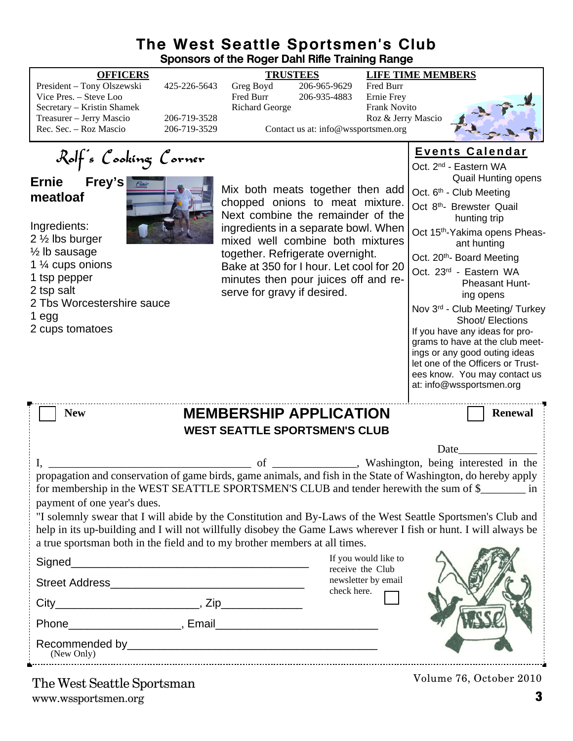# The West Seattle Sportsmen's Club

**Sponsors of the Roger Dahl Rifle Training Range**

| OFFICERS | | TRUSTEES | | LIFE TIME MEMBERS |
|---|---|---|---|---|
| President – Tony Olszewski | 425-226-5643 | Greg Boyd | 206-965-9629 | Fred Burr |
| Vice Pres. – Steve Loo | | Fred Burr | 206-935-4883 | Ernie Frey |
| Secretary – Kristin Shamek | | Richard George | | Frank Novito |
| Treasurer – Jerry Mascio | 206-719-3528 | | | Roz & Jerry Mascio |
| Rec. Sec. – Roz Mascio | 206-719-3529 | Contact us at: info@wssportsmen.org | | |

## Rolf's Cooking Corner

### Ernie Frey's meatloaf

Ingredients:
2 ½ lbs burger
½ lb sausage
1 ¼ cups onions
1 tsp pepper
2 tsp salt
2 Tbs Worcestershire sauce
1 egg
2 cups tomatoes

Mix both meats together then add chopped onions to meat mixture. Next combine the remainder of the ingredients in a separate bowl. When mixed well combine both mixtures together. Refrigerate overnight. Bake at 350 for I hour. Let cool for 20 minutes then pour juices off and reserve for gravy if desired.

## Events Calendar

- Oct. 2nd - Eastern WA Quail Hunting opens
- Oct. 6th - Club Meeting
- Oct 8th- Brewster Quail hunting trip
- Oct 15th-Yakima opens Pheasant hunting
- Oct. 20th- Board Meeting
- Oct. 23rd - Eastern WA Pheasant Hunting opens
- Nov 3rd - Club Meeting/ Turkey Shoot/ Elections

If you have any ideas for programs to have at the club meetings or any good outing ideas let one of the Officers or Trustees know. You may contact us at: info@wssportsmen.org

## MEMBERSHIP APPLICATION

☐ New ☐ Renewal

**WEST SEATTLE SPORTSMEN'S CLUB**

Date______________

I, ____________________________________ of _______________, Washington, being interested in the propagation and conservation of game birds, game animals, and fish in the State of Washington, do hereby apply for membership in the WEST SEATTLE SPORTSMEN'S CLUB and tender herewith the sum of $________ in payment of one year's dues.

"I solemnly swear that I will abide by the Constitution and By-Laws of the West Seattle Sportsmen's Club and help in its up-building and I will not willfully disobey the Game Laws wherever I fish or hunt. I will always be a true sportsman both in the field and to my brother members at all times.

Signed________________________________________

Street Address________________________________

City_______________________, Zip_____________

Phone__________________, Email__________________________

Recommended by________________________________________
(New Only)

If you would like to receive the Club newsletter by email check here. ☐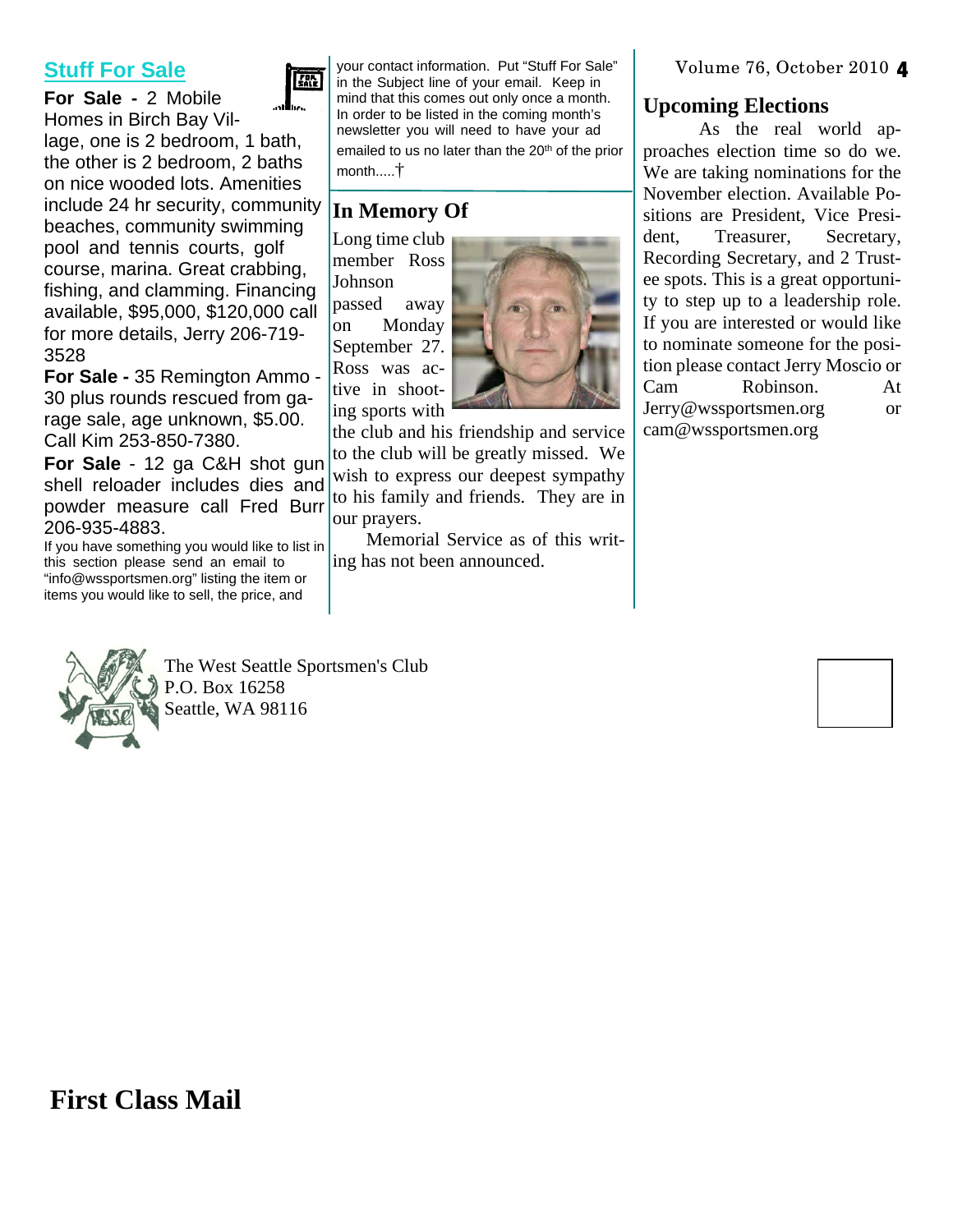## Stuff For Sale

**For Sale -** 2 Mobile Homes in Birch Bay Village, one is 2 bedroom, 1 bath, the other is 2 bedroom, 2 baths on nice wooded lots. Amenities include 24 hr security, community beaches, community swimming pool and tennis courts, golf course, marina. Great crabbing, fishing, and clamming. Financing available, $95,000, $120,000 call for more details, Jerry 206-719-3528

**For Sale -** 35 Remington Ammo - 30 plus rounds rescued from garage sale, age unknown, $5.00. Call Kim 253-850-7380.

**For Sale** - 12 ga C&H shot gun shell reloader includes dies and powder measure call Fred Burr 206-935-4883.

If you have something you would like to list in this section please send an email to "info@wssportsmen.org" listing the item or items you would like to sell, the price, and your contact information. Put "Stuff For Sale" in the Subject line of your email. Keep in mind that this comes out only once a month. In order to be listed in the coming month's newsletter you will need to have your ad emailed to us no later than the 20th of the prior month.....†

## In Memory Of

Long time club member Ross Johnson passed away on Monday September 27. Ross was active in shooting sports with the club and his friendship and service to the club will be greatly missed. We wish to express our deepest sympathy to his family and friends. They are in our prayers.

Memorial Service as of this writing has not been announced.

## Upcoming Elections

As the real world approaches election time so do we. We are taking nominations for the November election. Available Positions are President, Vice President, Treasurer, Secretary, Recording Secretary, and 2 Trustee spots. This is a great opportunity to step up to a leadership role. If you are interested or would like to nominate someone for the position please contact Jerry Moscio or Cam Robinson. At Jerry@wssportsmen.org or cam@wssportsmen.org

The West Seattle Sportsmen's Club
P.O. Box 16258
Seattle, WA 98116

**First Class Mail**